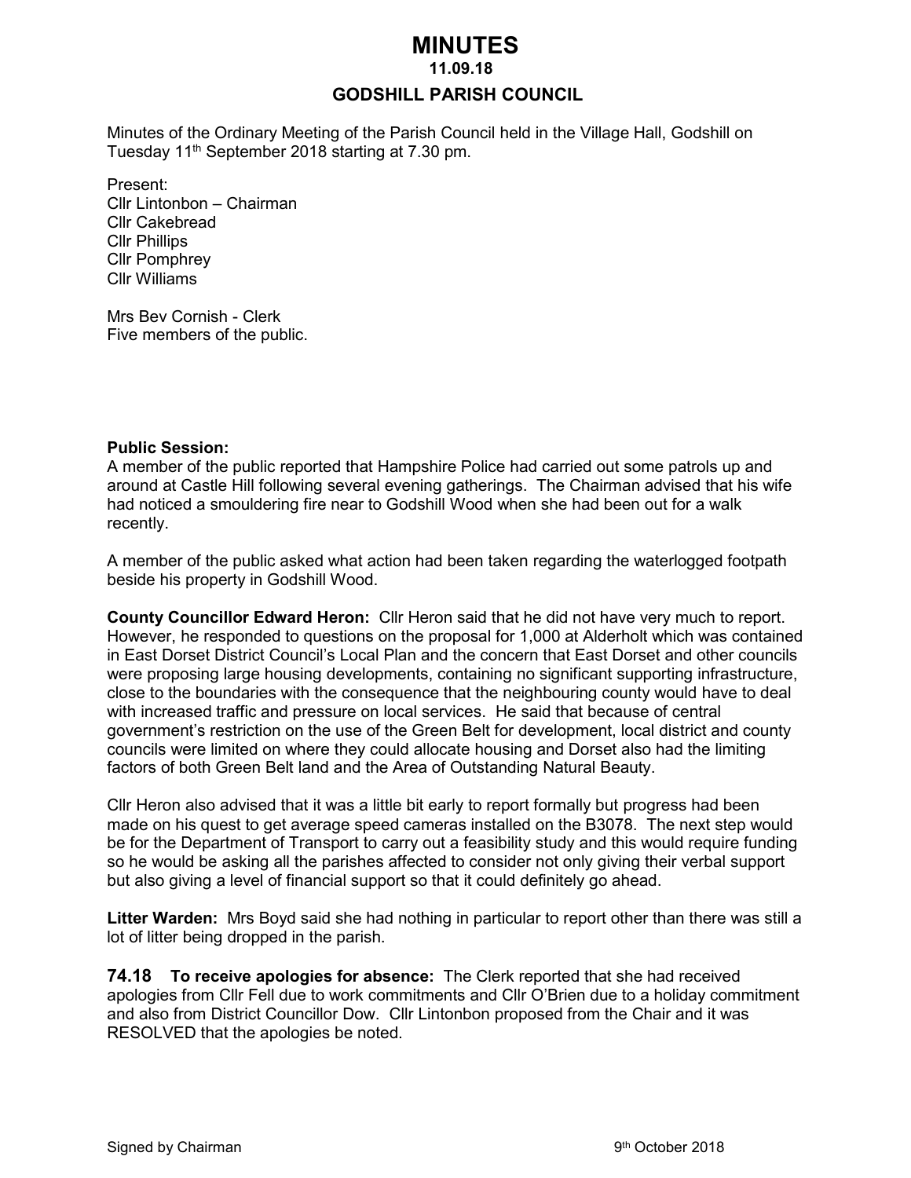# MINUTES

**11.09.18**

## GODSHILL PARISH COUNCIL

Minutes of the Ordinary Meeting of the Parish Council held in the Village Hall, Godshill on Tuesday 11th September 2018 starting at 7.30 pm.

Present:
Cllr Lintonbon – Chairman
Cllr Cakebread
Cllr Phillips
Cllr Pomphrey
Cllr Williams

Mrs Bev Cornish - Clerk
Five members of the public.

**Public Session:**
A member of the public reported that Hampshire Police had carried out some patrols up and around at Castle Hill following several evening gatherings. The Chairman advised that his wife had noticed a smouldering fire near to Godshill Wood when she had been out for a walk recently.

A member of the public asked what action had been taken regarding the waterlogged footpath beside his property in Godshill Wood.

**County Councillor Edward Heron:** Cllr Heron said that he did not have very much to report. However, he responded to questions on the proposal for 1,000 at Alderholt which was contained in East Dorset District Council's Local Plan and the concern that East Dorset and other councils were proposing large housing developments, containing no significant supporting infrastructure, close to the boundaries with the consequence that the neighbouring county would have to deal with increased traffic and pressure on local services. He said that because of central government's restriction on the use of the Green Belt for development, local district and county councils were limited on where they could allocate housing and Dorset also had the limiting factors of both Green Belt land and the Area of Outstanding Natural Beauty.

Cllr Heron also advised that it was a little bit early to report formally but progress had been made on his quest to get average speed cameras installed on the B3078. The next step would be for the Department of Transport to carry out a feasibility study and this would require funding so he would be asking all the parishes affected to consider not only giving their verbal support but also giving a level of financial support so that it could definitely go ahead.

**Litter Warden:** Mrs Boyd said she had nothing in particular to report other than there was still a lot of litter being dropped in the parish.

**74.18 To receive apologies for absence:** The Clerk reported that she had received apologies from Cllr Fell due to work commitments and Cllr O'Brien due to a holiday commitment and also from District Councillor Dow. Cllr Lintonbon proposed from the Chair and it was RESOLVED that the apologies be noted.

Signed by Chairman 9th October 2018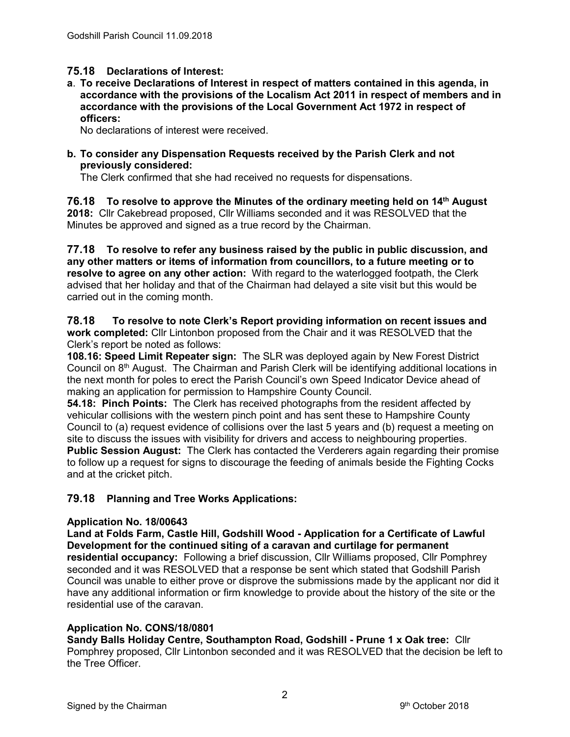## 75.18 Declarations of Interest:

**a. To receive Declarations of Interest in respect of matters contained in this agenda, in accordance with the provisions of the Localism Act 2011 in respect of members and in accordance with the provisions of the Local Government Act 1972 in respect of officers:**

No declarations of interest were received.

**b. To consider any Dispensation Requests received by the Parish Clerk and not previously considered:**

The Clerk confirmed that she had received no requests for dispensations.

**76.18 To resolve to approve the Minutes of the ordinary meeting held on 14th August 2018:** Cllr Cakebread proposed, Cllr Williams seconded and it was RESOLVED that the Minutes be approved and signed as a true record by the Chairman.

**77.18 To resolve to refer any business raised by the public in public discussion, and any other matters or items of information from councillors, to a future meeting or to resolve to agree on any other action:** With regard to the waterlogged footpath, the Clerk advised that her holiday and that of the Chairman had delayed a site visit but this would be carried out in the coming month.

**78.18 To resolve to note Clerk's Report providing information on recent issues and work completed:** Cllr Lintonbon proposed from the Chair and it was RESOLVED that the Clerk's report be noted as follows:

**108.16: Speed Limit Repeater sign:** The SLR was deployed again by New Forest District Council on 8th August. The Chairman and Parish Clerk will be identifying additional locations in the next month for poles to erect the Parish Council's own Speed Indicator Device ahead of making an application for permission to Hampshire County Council.

**54.18: Pinch Points:** The Clerk has received photographs from the resident affected by vehicular collisions with the western pinch point and has sent these to Hampshire County Council to (a) request evidence of collisions over the last 5 years and (b) request a meeting on site to discuss the issues with visibility for drivers and access to neighbouring properties.

**Public Session August:** The Clerk has contacted the Verderers again regarding their promise to follow up a request for signs to discourage the feeding of animals beside the Fighting Cocks and at the cricket pitch.

## 79.18 Planning and Tree Works Applications:

**Application No. 18/00643**

**Land at Folds Farm, Castle Hill, Godshill Wood - Application for a Certificate of Lawful Development for the continued siting of a caravan and curtilage for permanent residential occupancy:** Following a brief discussion, Cllr Williams proposed, Cllr Pomphrey seconded and it was RESOLVED that a response be sent which stated that Godshill Parish Council was unable to either prove or disprove the submissions made by the applicant nor did it have any additional information or firm knowledge to provide about the history of the site or the residential use of the caravan.

**Application No. CONS/18/0801**

**Sandy Balls Holiday Centre, Southampton Road, Godshill - Prune 1 x Oak tree:** Cllr Pomphrey proposed, Cllr Lintonbon seconded and it was RESOLVED that the decision be left to the Tree Officer.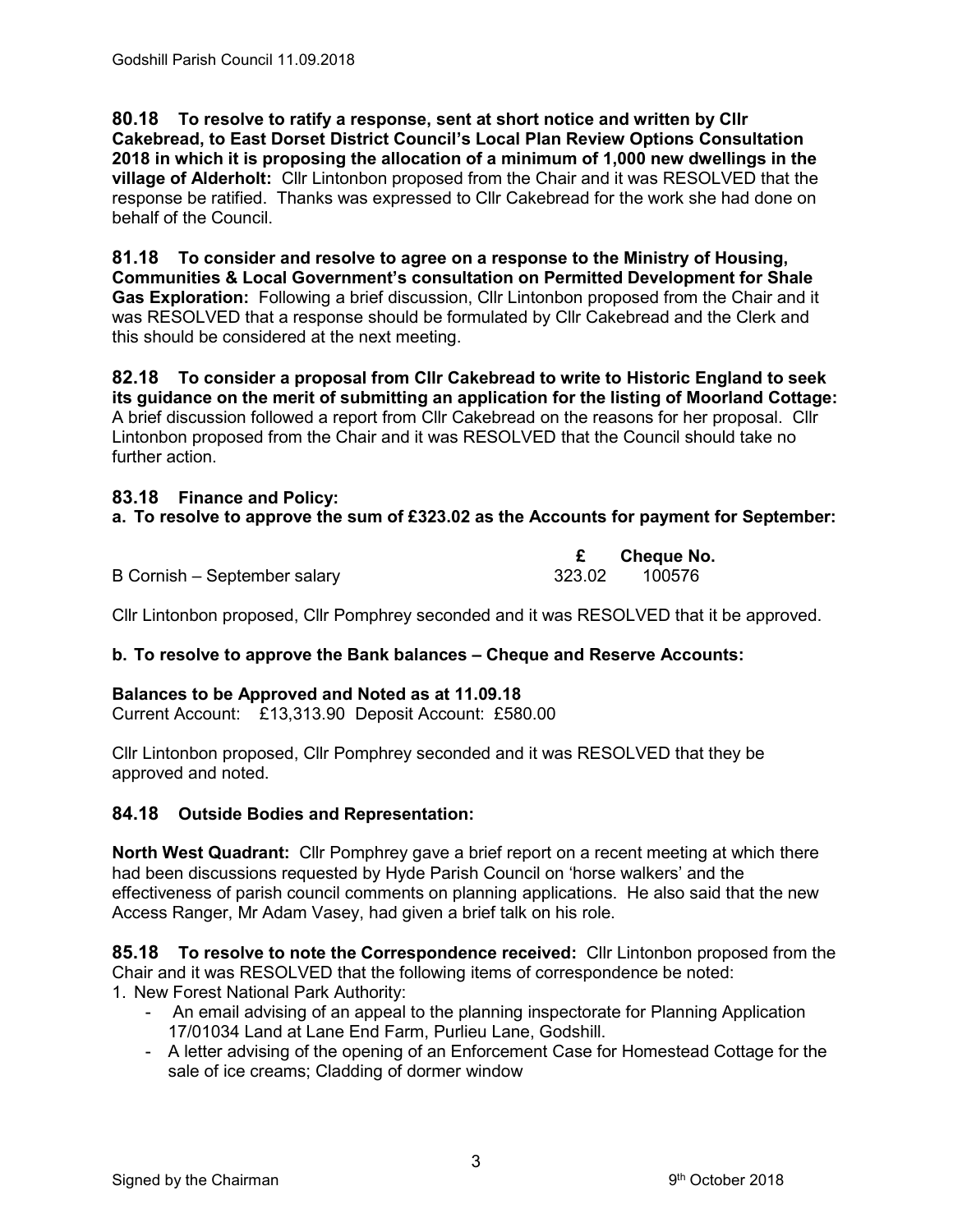**80.18 To resolve to ratify a response, sent at short notice and written by Cllr Cakebread, to East Dorset District Council's Local Plan Review Options Consultation 2018 in which it is proposing the allocation of a minimum of 1,000 new dwellings in the village of Alderholt:** Cllr Lintonbon proposed from the Chair and it was RESOLVED that the response be ratified. Thanks was expressed to Cllr Cakebread for the work she had done on behalf of the Council.

**81.18 To consider and resolve to agree on a response to the Ministry of Housing, Communities & Local Government's consultation on Permitted Development for Shale Gas Exploration:** Following a brief discussion, Cllr Lintonbon proposed from the Chair and it was RESOLVED that a response should be formulated by Cllr Cakebread and the Clerk and this should be considered at the next meeting.

**82.18 To consider a proposal from Cllr Cakebread to write to Historic England to seek its guidance on the merit of submitting an application for the listing of Moorland Cottage:** A brief discussion followed a report from Cllr Cakebread on the reasons for her proposal. Cllr Lintonbon proposed from the Chair and it was RESOLVED that the Council should take no further action.

## 83.18 Finance and Policy:

**a. To resolve to approve the sum of £323.02 as the Accounts for payment for September:**

| | £ | Cheque No. |
|---|---|---|
| B Cornish – September salary | 323.02 | 100576 |

Cllr Lintonbon proposed, Cllr Pomphrey seconded and it was RESOLVED that it be approved.

**b. To resolve to approve the Bank balances – Cheque and Reserve Accounts:**

**Balances to be Approved and Noted as at 11.09.18**
Current Account: £13,313.90 Deposit Account: £580.00

Cllr Lintonbon proposed, Cllr Pomphrey seconded and it was RESOLVED that they be approved and noted.

## 84.18 Outside Bodies and Representation:

**North West Quadrant:** Cllr Pomphrey gave a brief report on a recent meeting at which there had been discussions requested by Hyde Parish Council on 'horse walkers' and the effectiveness of parish council comments on planning applications. He also said that the new Access Ranger, Mr Adam Vasey, had given a brief talk on his role.

**85.18 To resolve to note the Correspondence received:** Cllr Lintonbon proposed from the Chair and it was RESOLVED that the following items of correspondence be noted:

1. New Forest National Park Authority:
   - An email advising of an appeal to the planning inspectorate for Planning Application 17/01034 Land at Lane End Farm, Purlieu Lane, Godshill.
   - A letter advising of the opening of an Enforcement Case for Homestead Cottage for the sale of ice creams; Cladding of dormer window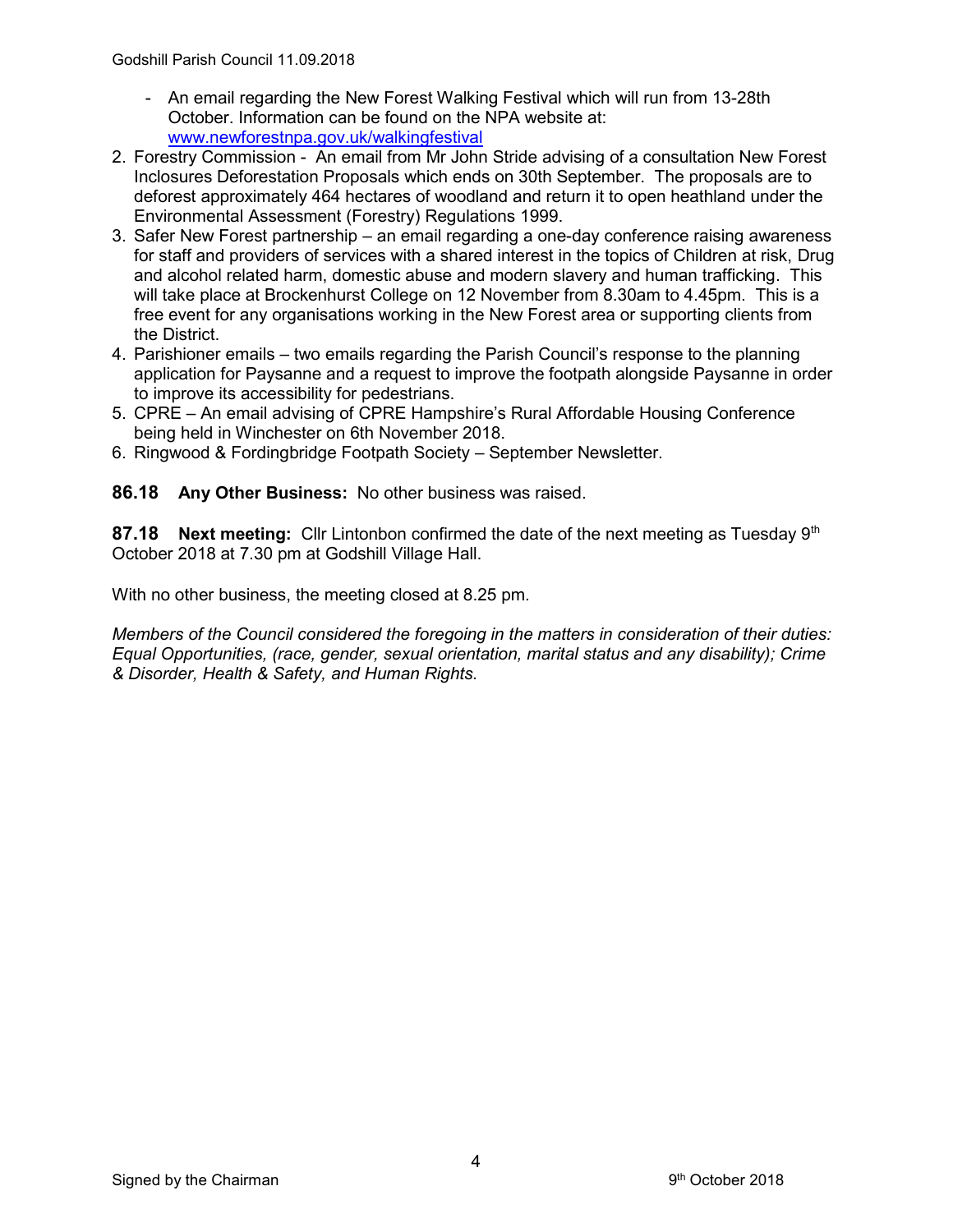- An email regarding the New Forest Walking Festival which will run from 13-28th October. Information can be found on the NPA website at: www.newforestnpa.gov.uk/walkingfestival

2. Forestry Commission - An email from Mr John Stride advising of a consultation New Forest Inclosures Deforestation Proposals which ends on 30th September. The proposals are to deforest approximately 464 hectares of woodland and return it to open heathland under the Environmental Assessment (Forestry) Regulations 1999.
3. Safer New Forest partnership – an email regarding a one-day conference raising awareness for staff and providers of services with a shared interest in the topics of Children at risk, Drug and alcohol related harm, domestic abuse and modern slavery and human trafficking. This will take place at Brockenhurst College on 12 November from 8.30am to 4.45pm. This is a free event for any organisations working in the New Forest area or supporting clients from the District.
4. Parishioner emails – two emails regarding the Parish Council's response to the planning application for Paysanne and a request to improve the footpath alongside Paysanne in order to improve its accessibility for pedestrians.
5. CPRE – An email advising of CPRE Hampshire's Rural Affordable Housing Conference being held in Winchester on 6th November 2018.
6. Ringwood & Fordingbridge Footpath Society – September Newsletter.

**86.18 Any Other Business:** No other business was raised.

**87.18 Next meeting:** Cllr Lintonbon confirmed the date of the next meeting as Tuesday 9th October 2018 at 7.30 pm at Godshill Village Hall.

With no other business, the meeting closed at 8.25 pm.

*Members of the Council considered the foregoing in the matters in consideration of their duties: Equal Opportunities, (race, gender, sexual orientation, marital status and any disability); Crime & Disorder, Health & Safety, and Human Rights.*

Signed by the Chairman 9th October 2018